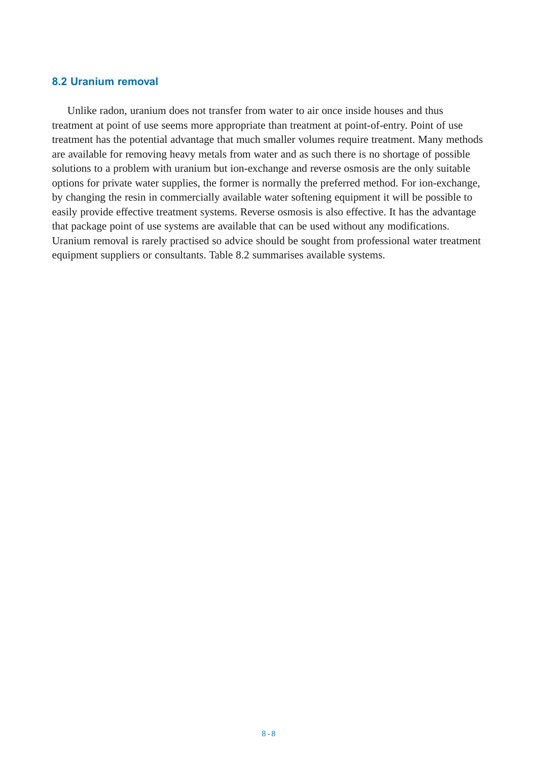## 8.2 Uranium removal

Unlike radon, uranium does not transfer from water to air once inside houses and thus treatment at point of use seems more appropriate than treatment at point-of-entry. Point of use treatment has the potential advantage that much smaller volumes require treatment. Many methods are available for removing heavy metals from water and as such there is no shortage of possible solutions to a problem with uranium but ion-exchange and reverse osmosis are the only suitable options for private water supplies, the former is normally the preferred method. For ion-exchange, by changing the resin in commercially available water softening equipment it will be possible to easily provide effective treatment systems. Reverse osmosis is also effective. It has the advantage that package point of use systems are available that can be used without any modifications. Uranium removal is rarely practised so advice should be sought from professional water treatment equipment suppliers or consultants. Table 8.2 summarises available systems.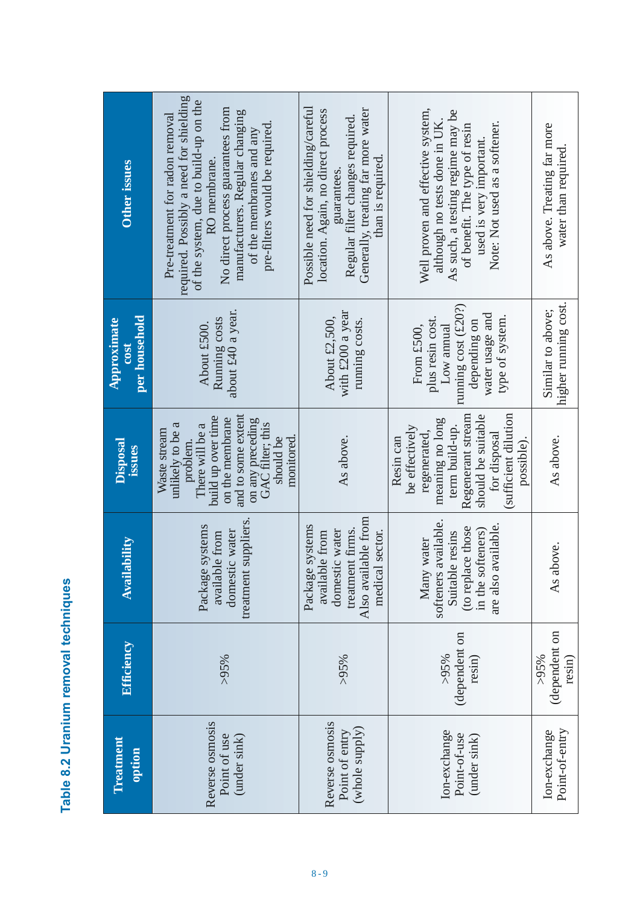## Table 8.2 Uranium removal techniques

| Treatment option | Efficiency | Availability | Disposal issues | Approximate cost per household | Other issues |
|---|---|---|---|---|---|
| Reverse osmosis Point of use (under sink) | >95% | Package systems available from domestic water treatment suppliers. | Waste stream unlikely to be a problem. There will be a build up over time on the membrane and to some extent on any preceding GAC filter; this should be monitored. | About £500. Running costs about £40 a year. | Pre-treatment for radon removal required. Possibly a need for shielding of the system, due to build-up on the RO membrane. No direct process guarantees from manufacturers. Regular changing of the membranes and any pre-filters would be required. |
| Reverse osmosis Point of entry (whole supply) | >95% | Package systems available from domestic water treatment firms. Also available from medical sector. | As above. | About £2,500, with £200 a year running costs. | Possible need for shielding/careful location. Again, no direct process guarantees. Regular filter changes required. Generally, treating far more water than is required. |
| Ion-exchange Point-of-use (under sink) | >95% (dependent on resin) | Many water softeners available. Suitable resins (to replace those in the softeners) are also available. | Resin can be effectively regenerated, meaning no long term build-up. Regenerant stream should be suitable for disposal (sufficient dilution possible). | From £500, plus resin cost. Low annual running cost (£20?) depending on water usage and type of system. | Well proven and effective system, although no tests done in UK. As such, a testing regime may be of benefit. The type of resin used is very important. Note: Not used as a softener. |
| Ion-exchange Point-of-entry | >95% (dependent on resin) | As above. | As above. | Similar to above; higher running cost. | As above. Treating far more water than required. |